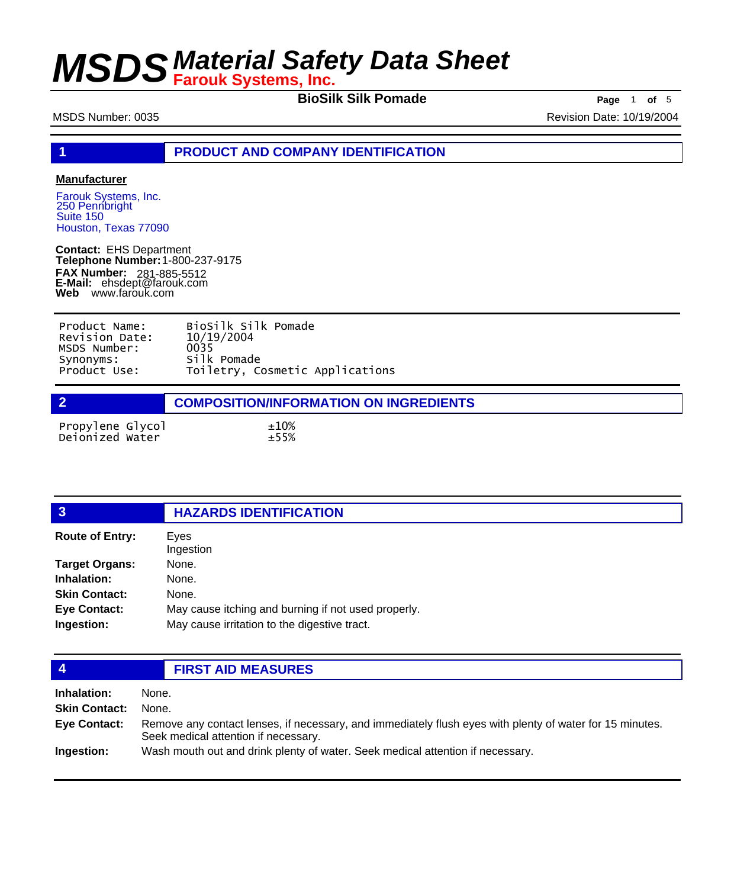# MSDS Material Safety Data Sheet

**Farouk Systems, Inc.**

**BioSilk Silk Pomade**

MSDS Number: 0035

Revision Date: 10/19/2004

## 1 PRODUCT AND COMPANY IDENTIFICATION

**Manufacturer**

Farouk Systems, Inc.
250 Pennbright
Suite 150
Houston, Texas 77090

**Contact:** EHS Department
**Telephone Number:** 1-800-237-9175
**FAX Number:** 281-885-5512
**E-Mail:** ehsdept@farouk.com
**Web** www.farouk.com

| | |
|---|---|
| Product Name: | BioSilk Silk Pomade |
| Revision Date: | 10/19/2004 |
| MSDS Number: | 0035 |
| Synonyms: | Silk Pomade |
| Product Use: | Toiletry, Cosmetic Applications |

## 2 COMPOSITION/INFORMATION ON INGREDIENTS

| | |
|---|---|
| Propylene Glycol | ±10% |
| Deionized Water | ±55% |

## 3 HAZARDS IDENTIFICATION

**Route of Entry:** Eyes
Ingestion

**Target Organs:** None.

**Inhalation:** None.

**Skin Contact:** None.

**Eye Contact:** May cause itching and burning if not used properly.

**Ingestion:** May cause irritation to the digestive tract.

## 4 FIRST AID MEASURES

**Inhalation:** None.

**Skin Contact:** None.

**Eye Contact:** Remove any contact lenses, if necessary, and immediately flush eyes with plenty of water for 15 minutes. Seek medical attention if necessary.

**Ingestion:** Wash mouth out and drink plenty of water. Seek medical attention if necessary.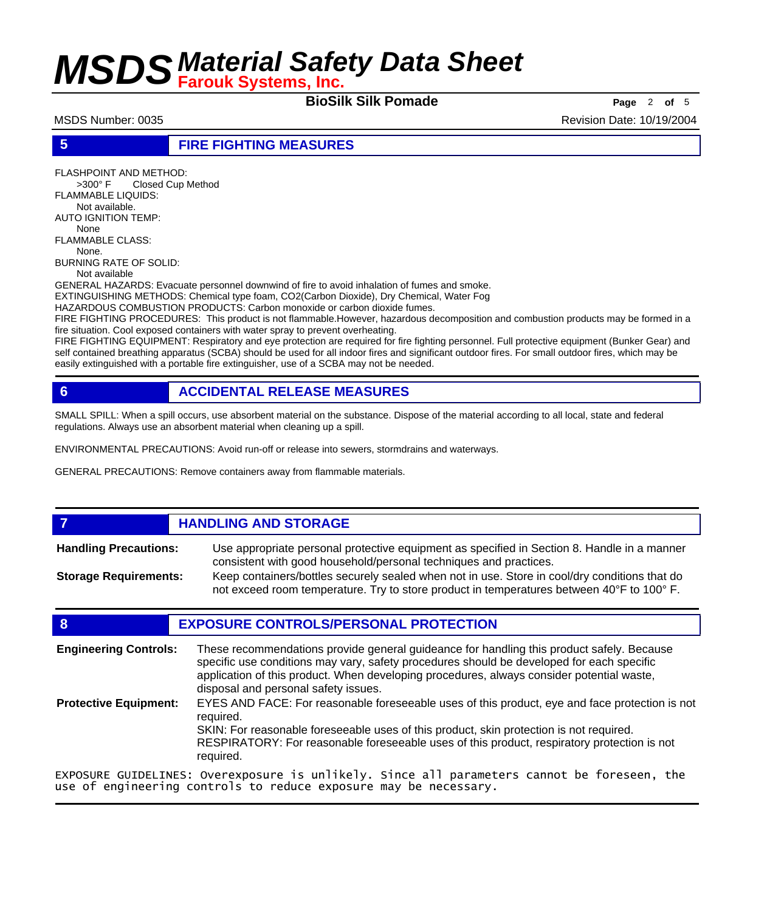## 5 FIRE FIGHTING MEASURES

FLASHPOINT AND METHOD:
>300° F    Closed Cup Method

FLAMMABLE LIQUIDS:
Not available.

AUTO IGNITION TEMP:
None

FLAMMABLE CLASS:
None.

BURNING RATE OF SOLID:
Not available

GENERAL HAZARDS: Evacuate personnel downwind of fire to avoid inhalation of fumes and smoke.

EXTINGUISHING METHODS: Chemical type foam, $CO_2$(Carbon Dioxide), Dry Chemical, Water Fog

HAZARDOUS COMBUSTION PRODUCTS: Carbon monoxide or carbon dioxide fumes.

FIRE FIGHTING PROCEDURES: This product is not flammable.However, hazardous decomposition and combustion products may be formed in a fire situation. Cool exposed containers with water spray to prevent overheating.

FIRE FIGHTING EQUIPMENT: Respiratory and eye protection are required for fire fighting personnel. Full protective equipment (Bunker Gear) and self contained breathing apparatus (SCBA) should be used for all indoor fires and significant outdoor fires. For small outdoor fires, which may be easily extinguished with a portable fire extinguisher, use of a SCBA may not be needed.

## 6 ACCIDENTAL RELEASE MEASURES

SMALL SPILL: When a spill occurs, use absorbent material on the substance. Dispose of the material according to all local, state and federal regulations. Always use an absorbent material when cleaning up a spill.

ENVIRONMENTAL PRECAUTIONS: Avoid run-off or release into sewers, stormdrains and waterways.

GENERAL PRECAUTIONS: Remove containers away from flammable materials.

## 7 HANDLING AND STORAGE

**Handling Precautions:** Use appropriate personal protective equipment as specified in Section 8. Handle in a manner consistent with good household/personal techniques and practices.

**Storage Requirements:** Keep containers/bottles securely sealed when not in use. Store in cool/dry conditions that do not exceed room temperature. Try to store product in temperatures between 40°F to 100° F.

## 8 EXPOSURE CONTROLS/PERSONAL PROTECTION

**Engineering Controls:** These recommendations provide general guideance for handling this product safely. Because specific use conditions may vary, safety procedures should be developed for each specific application of this product. When developing procedures, always consider potential waste, disposal and personal safety issues.

**Protective Equipment:** EYES AND FACE: For reasonable foreseeable uses of this product, eye and face protection is not required.
SKIN: For reasonable foreseeable uses of this product, skin protection is not required.
RESPIRATORY: For reasonable foreseeable uses of this product, respiratory protection is not required.

EXPOSURE GUIDELINES: Overexposure is unlikely. Since all parameters cannot be foreseen, the use of engineering controls to reduce exposure may be necessary.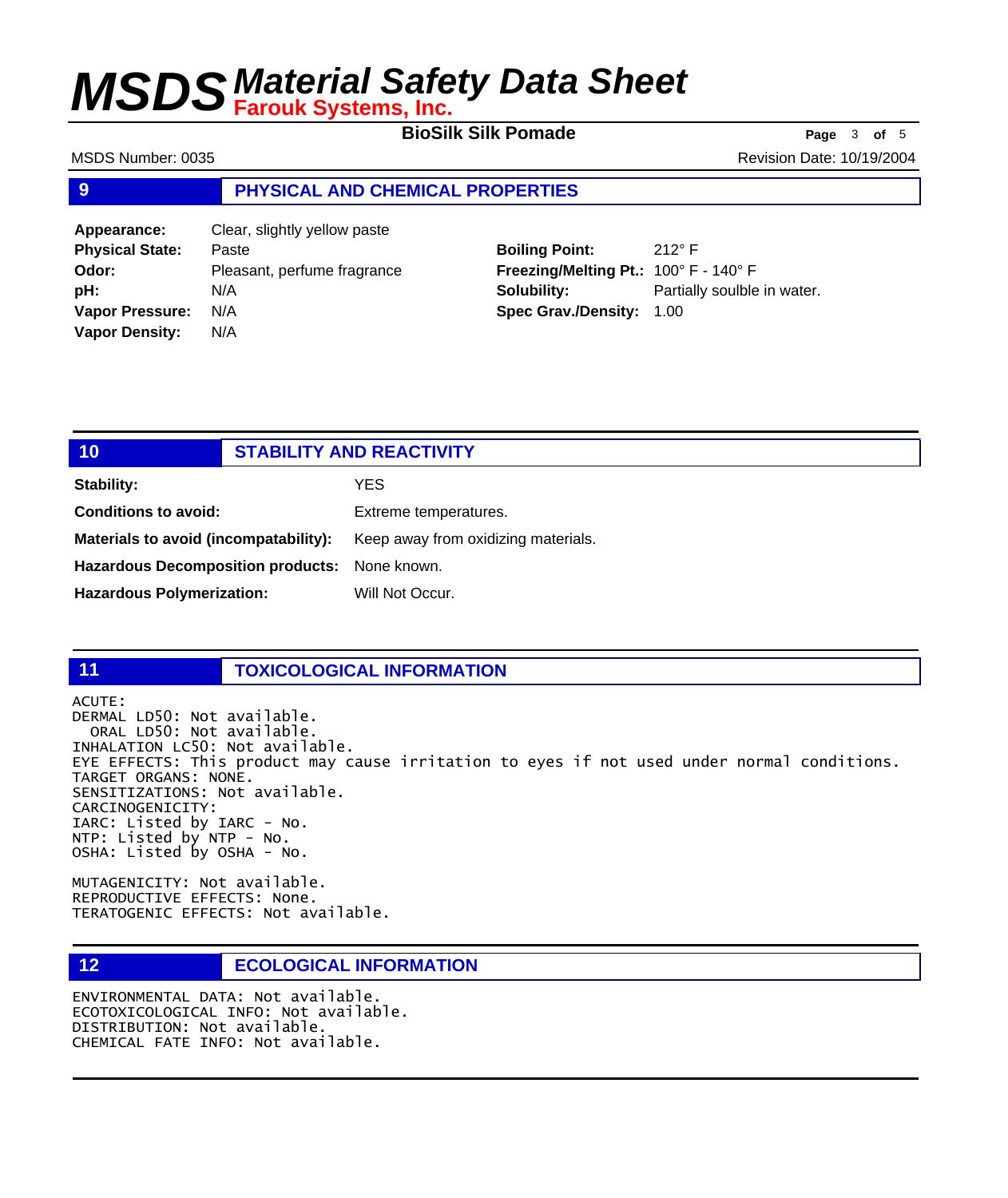## 9 PHYSICAL AND CHEMICAL PROPERTIES

**Appearance:** Clear, slightly yellow paste
**Physical State:** Paste
**Odor:** Pleasant, perfume fragrance
**pH:** N/A
**Vapor Pressure:** N/A
**Vapor Density:** N/A

**Boiling Point:** 212° F
**Freezing/Melting Pt.:** 100° F - 140° F
**Solubility:** Partially soulble in water.
**Spec Grav./Density:** 1.00

## 10 STABILITY AND REACTIVITY

**Stability:** YES

**Conditions to avoid:** Extreme temperatures.

**Materials to avoid (incompatability):** Keep away from oxidizing materials.

**Hazardous Decomposition products:** None known.

**Hazardous Polymerization:** Will Not Occur.

## 11 TOXICOLOGICAL INFORMATION

```
ACUTE:
DERMAL LD50: Not available.
  ORAL LD50: Not available.
INHALATION LC50: Not available.
EYE EFFECTS: This product may cause irritation to eyes if not used under normal conditions.
TARGET ORGANS: NONE.
SENSITIZATIONS: Not available.
CARCINOGENICITY:
IARC: Listed by IARC - No.
NTP: Listed by NTP - No.
OSHA: Listed by OSHA - No.

MUTAGENICITY: Not available.
REPRODUCTIVE EFFECTS: None.
TERATOGENIC EFFECTS: Not available.
```

## 12 ECOLOGICAL INFORMATION

```
ENVIRONMENTAL DATA: Not available.
ECOTOXICOLOGICAL INFO: Not available.
DISTRIBUTION: Not available.
CHEMICAL FATE INFO: Not available.
```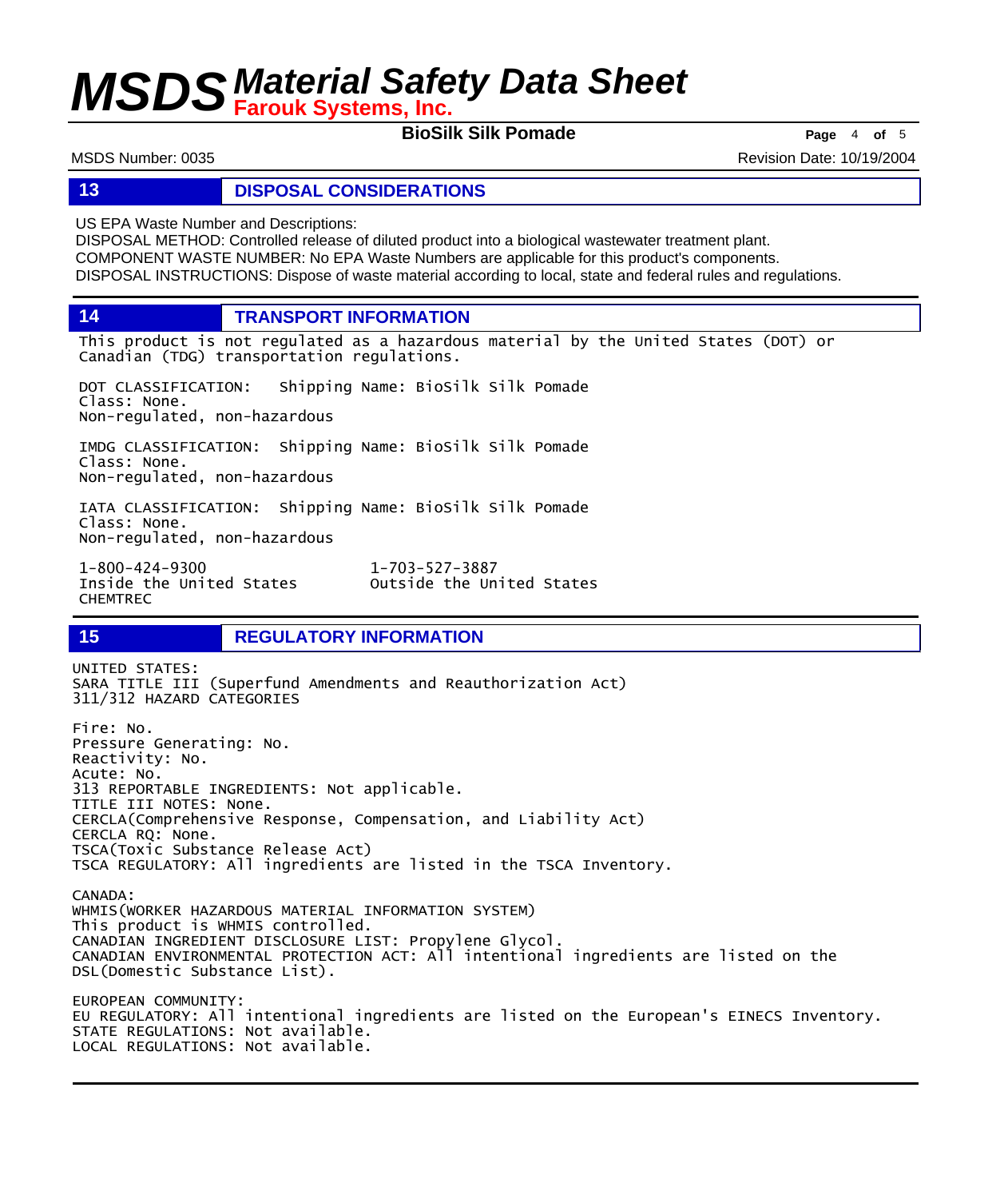## 13 DISPOSAL CONSIDERATIONS

US EPA Waste Number and Descriptions:
DISPOSAL METHOD: Controlled release of diluted product into a biological wastewater treatment plant.
COMPONENT WASTE NUMBER: No EPA Waste Numbers are applicable for this product's components.
DISPOSAL INSTRUCTIONS: Dispose of waste material according to local, state and federal rules and regulations.

## 14 TRANSPORT INFORMATION

This product is not regulated as a hazardous material by the United States (DOT) or Canadian (TDG) transportation regulations.

DOT CLASSIFICATION: Shipping Name: BioSilk Silk Pomade
Class: None.
Non-regulated, non-hazardous

IMDG CLASSIFICATION: Shipping Name: BioSilk Silk Pomade
Class: None.
Non-regulated, non-hazardous

IATA CLASSIFICATION: Shipping Name: BioSilk Silk Pomade
Class: None.
Non-regulated, non-hazardous

1-800-424-9300 Inside the United States
1-703-527-3887 Outside the United States
CHEMTREC

## 15 REGULATORY INFORMATION

UNITED STATES:
SARA TITLE III (Superfund Amendments and Reauthorization Act)
311/312 HAZARD CATEGORIES

Fire: No.
Pressure Generating: No.
Reactivity: No.
Acute: No.
313 REPORTABLE INGREDIENTS: Not applicable.
TITLE III NOTES: None.
CERCLA(Comprehensive Response, Compensation, and Liability Act)
CERCLA RQ: None.
TSCA(Toxic Substance Release Act)
TSCA REGULATORY: All ingredients are listed in the TSCA Inventory.

CANADA:
WHMIS(WORKER HAZARDOUS MATERIAL INFORMATION SYSTEM)
This product is WHMIS controlled.
CANADIAN INGREDIENT DISCLOSURE LIST: Propylene Glycol.
CANADIAN ENVIRONMENTAL PROTECTION ACT: All intentional ingredients are listed on the DSL(Domestic Substance List).

EUROPEAN COMMUNITY:
EU REGULATORY: All intentional ingredients are listed on the European's EINECS Inventory.
STATE REGULATIONS: Not available.
LOCAL REGULATIONS: Not available.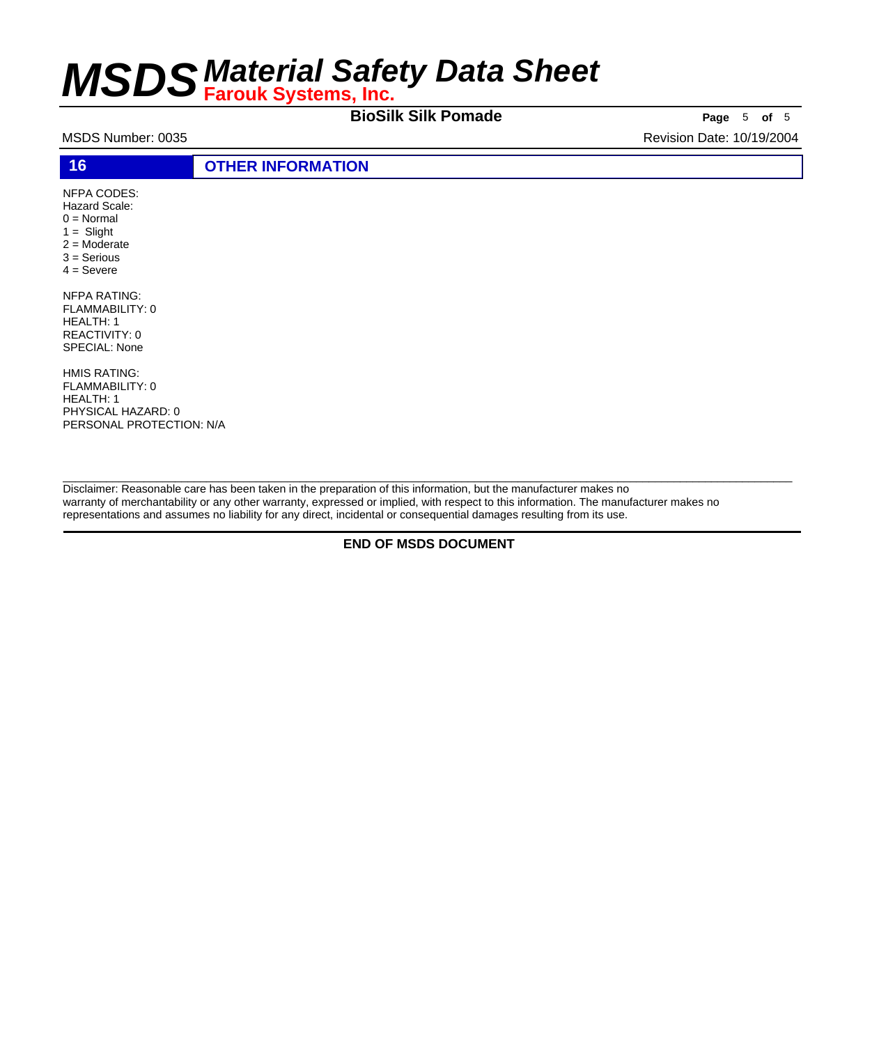# 16 OTHER INFORMATION

NFPA CODES:
Hazard Scale:
0 = Normal
1 = Slight
2 = Moderate
3 = Serious
4 = Severe

NFPA RATING:
FLAMMABILITY: 0
HEALTH: 1
REACTIVITY: 0
SPECIAL: None

HMIS RATING:
FLAMMABILITY: 0
HEALTH: 1
PHYSICAL HAZARD: 0
PERSONAL PROTECTION: N/A

---

Disclaimer: Reasonable care has been taken in the preparation of this information, but the manufacturer makes no warranty of merchantability or any other warranty, expressed or implied, with respect to this information. The manufacturer makes no representations and assumes no liability for any direct, incidental or consequential damages resulting from its use.

---

**END OF MSDS DOCUMENT**